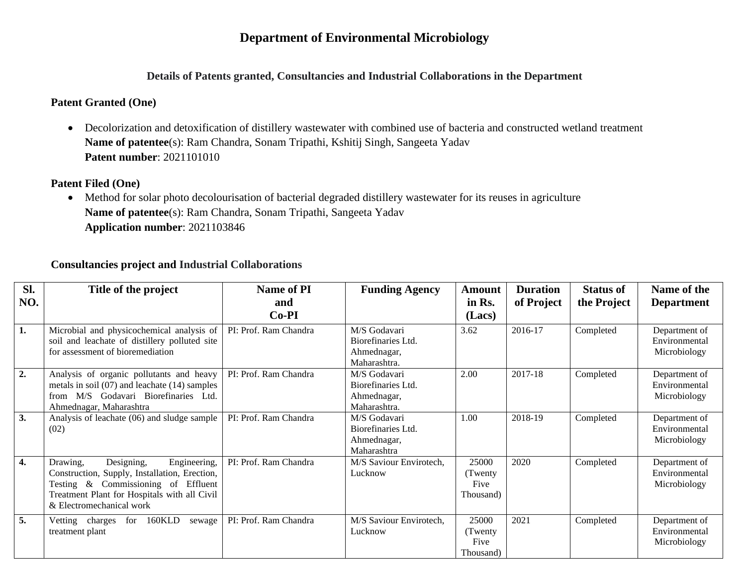# Department of Environmental Microbiology

## Details of Patents granted, Consultancies and Industrial Collaborations in the Department

### Patent Granted (One)

- Decolorization and detoxification of distillery wastewater with combined use of bacteria and constructed wetland treatment
  **Name of patentee**(s): Ram Chandra, Sonam Tripathi, Kshitij Singh, Sangeeta Yadav
  **Patent number**: 2021101010

### Patent Filed (One)

- Method for solar photo decolourisation of bacterial degraded distillery wastewater for its reuses in agriculture
  **Name of patentee**(s): Ram Chandra, Sonam Tripathi, Sangeeta Yadav
  **Application number**: 2021103846

### Consultancies project and Industrial Collaborations

| Sl. NO. | Title of the project | Name of PI and Co-PI | Funding Agency | Amount in Rs. (Lacs) | Duration of Project | Status of the Project | Name of the Department |
|---|---|---|---|---|---|---|---|
| **1.** | Microbial and physicochemical analysis of soil and leachate of distillery polluted site for assessment of bioremediation | PI: Prof. Ram Chandra | M/S Godavari Biorefinaries Ltd. Ahmednagar, Maharashtra. | 3.62 | 2016-17 | Completed | Department of Environmental Microbiology |
| **2.** | Analysis of organic pollutants and heavy metals in soil (07) and leachate (14) samples from M/S Godavari Biorefinaries Ltd. Ahmednagar, Maharashtra | PI: Prof. Ram Chandra | M/S Godavari Biorefinaries Ltd. Ahmednagar, Maharashtra. | 2.00 | 2017-18 | Completed | Department of Environmental Microbiology |
| **3.** | Analysis of leachate (06) and sludge sample (02) | PI: Prof. Ram Chandra | M/S Godavari Biorefinaries Ltd. Ahmednagar, Maharashtra | 1.00 | 2018-19 | Completed | Department of Environmental Microbiology |
| **4.** | Drawing, Designing, Engineering, Construction, Supply, Installation, Erection, Testing & Commissioning of Effluent Treatment Plant for Hospitals with all Civil & Electromechanical work | PI: Prof. Ram Chandra | M/S Saviour Envirotech, Lucknow | 25000 (Twenty Five Thousand) | 2020 | Completed | Department of Environmental Microbiology |
| **5.** | Vetting charges for 160KLD sewage treatment plant | PI: Prof. Ram Chandra | M/S Saviour Envirotech, Lucknow | 25000 (Twenty Five Thousand) | 2021 | Completed | Department of Environmental Microbiology |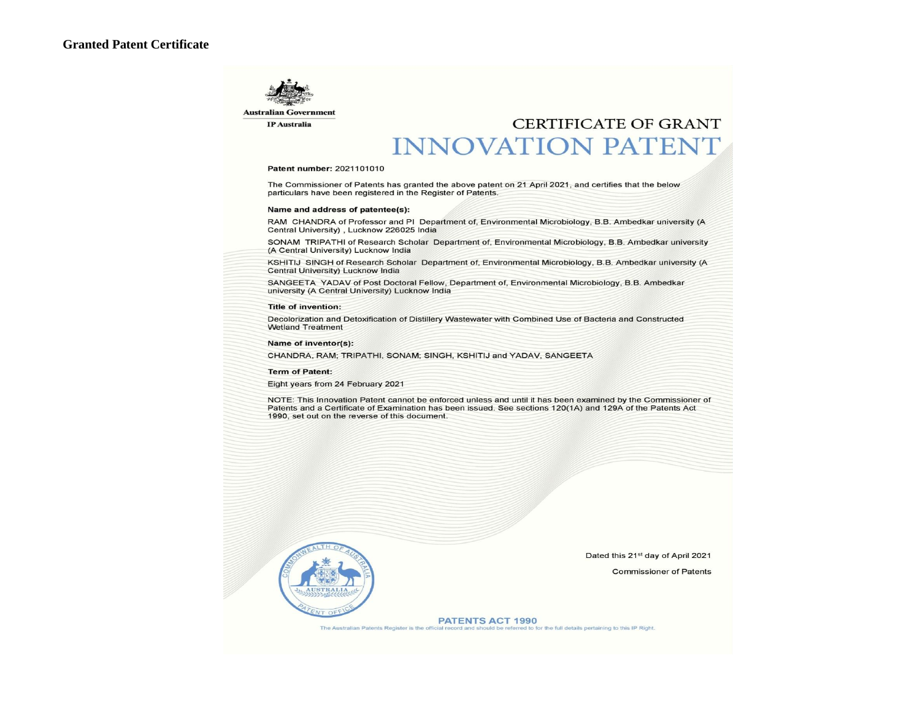**Granted Patent Certificate**

Australian Government

IP Australia

# CERTIFICATE OF GRANT

# INNOVATION PATENT

**Patent number:** 2021101010

The Commissioner of Patents has granted the above patent on 21 April 2021, and certifies that the below particulars have been registered in the Register of Patents.

**Name and address of patentee(s):**

RAM CHANDRA of Professor and PI Department of, Environmental Microbiology, B.B. Ambedkar university (A Central University) , Lucknow 226025 India

SONAM TRIPATHI of Research Scholar Department of, Environmental Microbiology, B.B. Ambedkar university (A Central University) Lucknow India

KSHITIJ SINGH of Research Scholar Department of, Environmental Microbiology, B.B. Ambedkar university (A Central University) Lucknow India

SANGEETA YADAV of Post Doctoral Fellow, Department of, Environmental Microbiology, B.B. Ambedkar university (A Central University) Lucknow India

**Title of invention:**

Decolorization and Detoxification of Distillery Wastewater with Combined Use of Bacteria and Constructed Wetland Treatment

**Name of inventor(s):**

CHANDRA, RAM; TRIPATHI, SONAM; SINGH, KSHITIJ and YADAV, SANGEETA

**Term of Patent:**

Eight years from 24 February 2021

NOTE: This Innovation Patent cannot be enforced unless and until it has been examined by the Commissioner of Patents and a Certificate of Examination has been issued. See sections 120(1A) and 129A of the Patents Act 1990, set out on the reverse of this document.

COMMONWEALTH OF AUSTRALIA PATENT OFFICE

Dated this 21st day of April 2021

Commissioner of Patents

**PATENTS ACT 1990**

The Australian Patents Register is the official record and should be referred to for the full details pertaining to this IP Right.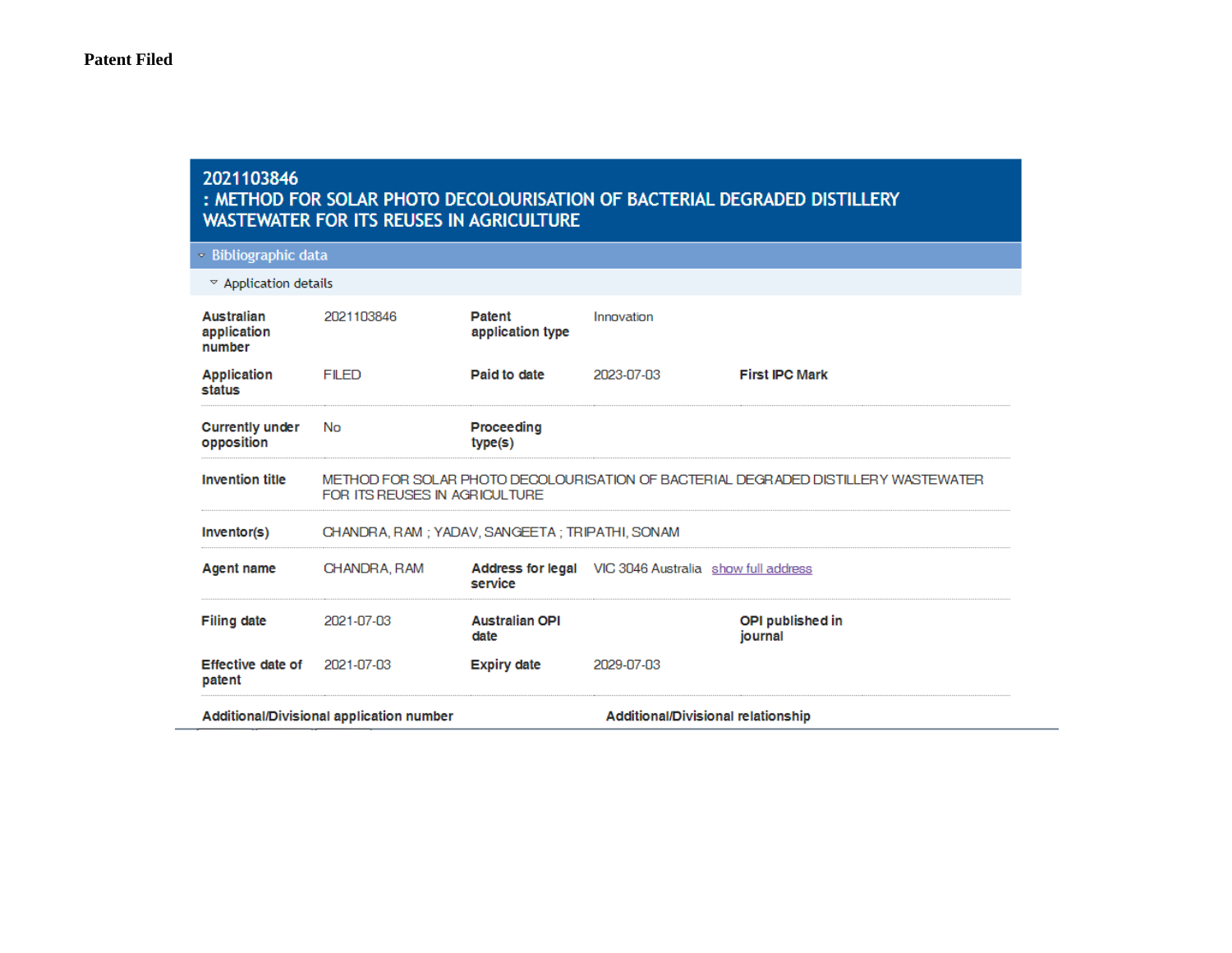**Patent Filed**

## 2021103846
## : METHOD FOR SOLAR PHOTO DECOLOURISATION OF BACTERIAL DEGRADED DISTILLERY WASTEWATER FOR ITS REUSES IN AGRICULTURE

Bibliographic data

Application details

| | | | | | |
|---|---|---|---|---|---|
| **Australian application number** | 2021103846 | **Patent application type** | Innovation | | |
| **Application status** | FILED | **Paid to date** | 2023-07-03 | **First IPC Mark** | |
| **Currently under opposition** | No | **Proceeding type(s)** | | | |
| **Invention title** | METHOD FOR SOLAR PHOTO DECOLOURISATION OF BACTERIAL DEGRADED DISTILLERY WASTEWATER FOR ITS REUSES IN AGRICULTURE | | | | |
| **Inventor(s)** | CHANDRA, RAM ; YADAV, SANGEETA ; TRIPATHI, SONAM | | | | |
| **Agent name** | CHANDRA, RAM | **Address for legal service** | VIC 3046 Australia show full address | | |
| **Filing date** | 2021-07-03 | **Australian OPI date** | | **OPI published in journal** | |
| **Effective date of patent** | 2021-07-03 | **Expiry date** | 2029-07-03 | | |

**Additional/Divisional application number** **Additional/Divisional relationship**